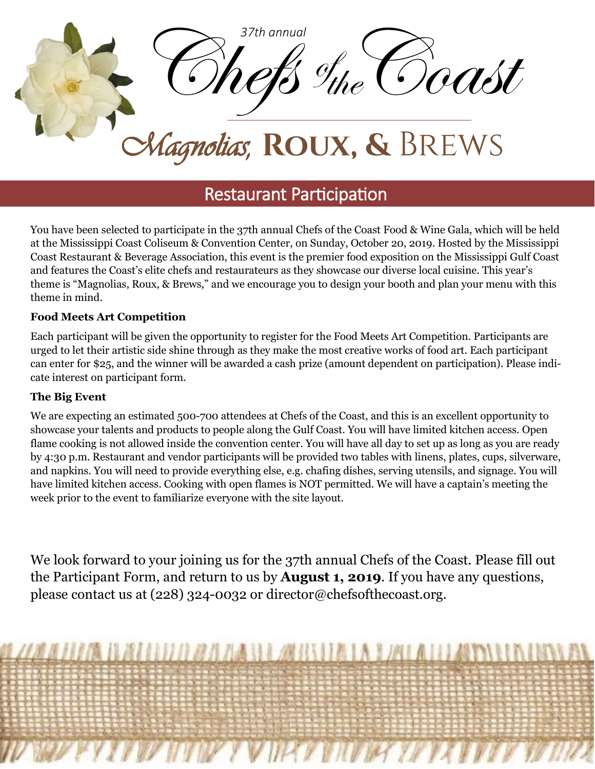*37th annual*

# Chefs of the Coast

## Magnolias, Roux, & Brews

## Restaurant Participation

You have been selected to participate in the 37th annual Chefs of the Coast Food & Wine Gala, which will be held at the Mississippi Coast Coliseum & Convention Center, on Sunday, October 20, 2019. Hosted by the Mississippi Coast Restaurant & Beverage Association, this event is the premier food exposition on the Mississippi Gulf Coast and features the Coast's elite chefs and restaurateurs as they showcase our diverse local cuisine. This year's theme is "Magnolias, Roux, & Brews," and we encourage you to design your booth and plan your menu with this theme in mind.

**Food Meets Art Competition**

Each participant will be given the opportunity to register for the Food Meets Art Competition. Participants are urged to let their artistic side shine through as they make the most creative works of food art. Each participant can enter for $25, and the winner will be awarded a cash prize (amount dependent on participation). Please indicate interest on participant form.

**The Big Event**

We are expecting an estimated 500-700 attendees at Chefs of the Coast, and this is an excellent opportunity to showcase your talents and products to people along the Gulf Coast. You will have limited kitchen access. Open flame cooking is not allowed inside the convention center. You will have all day to set up as long as you are ready by 4:30 p.m. Restaurant and vendor participants will be provided two tables with linens, plates, cups, silverware, and napkins. You will need to provide everything else, e.g. chafing dishes, serving utensils, and signage. You will have limited kitchen access. Cooking with open flames is NOT permitted. We will have a captain's meeting the week prior to the event to familiarize everyone with the site layout.

We look forward to your joining us for the 37th annual Chefs of the Coast. Please fill out the Participant Form, and return to us by **August 1, 2019**. If you have any questions, please contact us at (228) 324-0032 or director@chefsofthecoast.org.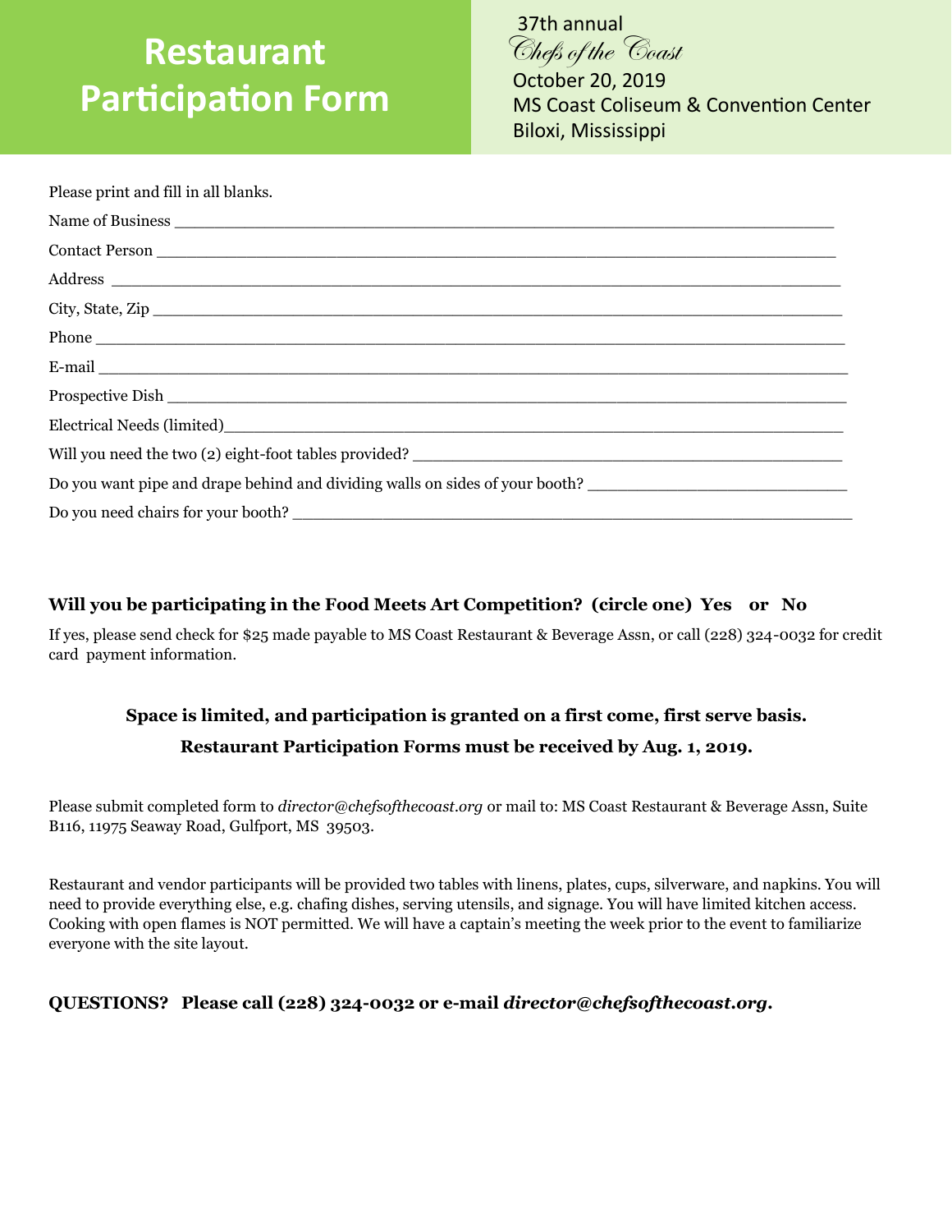# Restaurant Participation Form

37th annual
*Chefs of the Coast*
October 20, 2019
MS Coast Coliseum & Convention Center
Biloxi, Mississippi

Please print and fill in all blanks.

Name of Business ___________________________________________________________________

Contact Person _____________________________________________________________________

Address ___________________________________________________________________________

City, State, Zip _____________________________________________________________________

Phone ____________________________________________________________________________

E-mail ____________________________________________________________________________

Prospective Dish ____________________________________________________________________

Electrical Needs (limited)______________________________________________________________

Will you need the two (2) eight-foot tables provided? ______________________________________

Do you want pipe and drape behind and dividing walls on sides of your booth? __________________

Do you need chairs for your booth? _____________________________________________________

**Will you be participating in the Food Meets Art Competition? (circle one) Yes or No**

If yes, please send check for $25 made payable to MS Coast Restaurant & Beverage Assn, or call (228) 324-0032 for credit card payment information.

**Space is limited, and participation is granted on a first come, first serve basis.**

**Restaurant Participation Forms must be received by Aug. 1, 2019.**

Please submit completed form to *director@chefsofthecoast.org* or mail to: MS Coast Restaurant & Beverage Assn, Suite B116, 11975 Seaway Road, Gulfport, MS 39503.

Restaurant and vendor participants will be provided two tables with linens, plates, cups, silverware, and napkins. You will need to provide everything else, e.g. chafing dishes, serving utensils, and signage. You will have limited kitchen access. Cooking with open flames is NOT permitted. We will have a captain's meeting the week prior to the event to familiarize everyone with the site layout.

**QUESTIONS? Please call (228) 324-0032 or e-mail *director@chefsofthecoast.org*.**